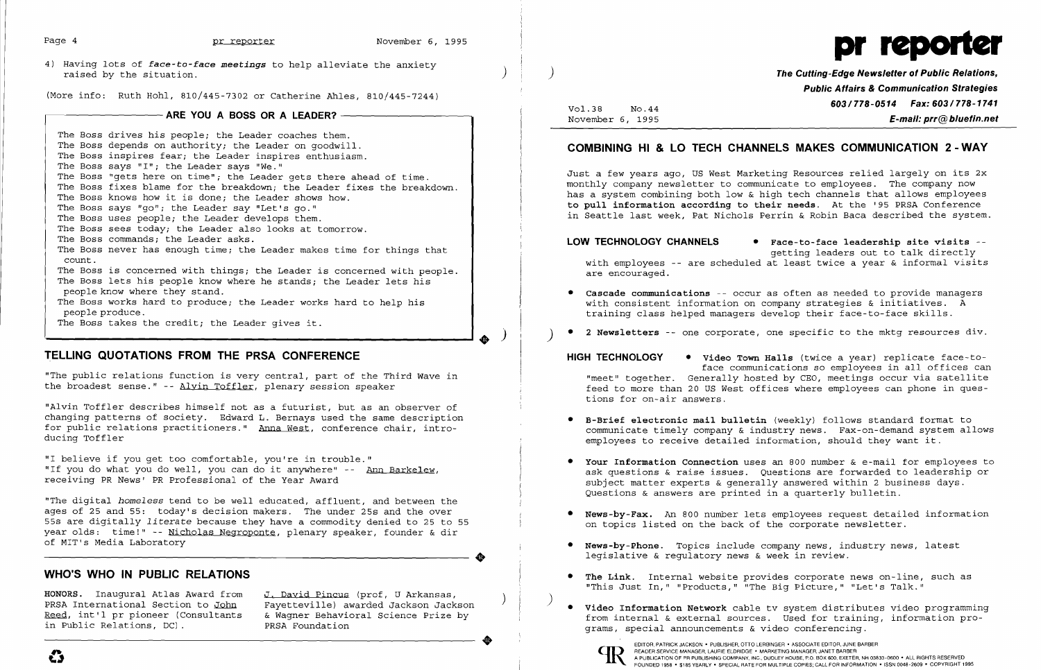4) Having lots of *face-to-face meetings* to help alleviate the anxiety raised by the situation.

(More info: Ruth Hohl, 810/445-7302 or Catherine Ahles, 810/445-7244)

### ARE YOU A BOSS OR A LEADER?

The Boss drives his people; the Leader coaches them.
The Boss depends on authority; the Leader on goodwill.
The Boss inspires fear; the Leader inspires enthusiasm.
The Boss says "I"; the Leader says "We."
The Boss "gets here on time"; the Leader gets there ahead of time.
The Boss fixes blame for the breakdown; the Leader fixes the breakdown.
The Boss knows how it is done; the Leader shows how.
The Boss says "go"; the Leader say "Let's go."
The Boss uses people; the Leader develops them.
The Boss sees today; the Leader also looks at tomorrow.
The Boss commands; the Leader asks.
The Boss never has enough time; the Leader makes time for things that count.
The Boss is concerned with things; the Leader is concerned with people.
The Boss lets his people know where he stands; the Leader lets his people know where they stand.
The Boss works hard to produce; the Leader works hard to help his people produce.
The Boss takes the credit; the Leader gives it.

## TELLING QUOTATIONS FROM THE PRSA CONFERENCE

"The public relations function is very central, part of the Third Wave in the broadest sense." -- Alvin Toffler, plenary session speaker

"Alvin Toffler describes himself not as a futurist, but as an observer of changing patterns of society. Edward L. Bernays used the same description for public relations practitioners." Anna West, conference chair, introducing Toffler

"I believe if you get too comfortable, you're in trouble."
"If you do what you do well, you can do it anywhere" -- Ann Barkelew, receiving PR News' PR Professional of the Year Award

"The digital *homeless* tend to be well educated, affluent, and between the ages of 25 and 55: today's decision makers. The under 25s and the over 55s are digitally *literate* because they have a commodity denied to 25 to 55 year olds: time!" -- Nicholas Negroponte, plenary speaker, founder & dir of MIT's Media Laboratory

## WHO'S WHO IN PUBLIC RELATIONS

**HONORS.** Inaugural Atlas Award from PRSA International Section to John Reed, int'l pr pioneer (Consultants in Public Relations, DC). J. David Pincus (prof, U Arkansas, Fayetteville) awarded Jackson Jackson & Wagner Behavioral Science Prize by PRSA Foundation

# pr reporter

**The Cutting-Edge Newsletter of Public Relations, Public Affairs & Communication Strategies**
**603/778-0514 Fax: 603/778-1741**
**E-mail: prr@bluefin.net**

Vol.38 No.44
November 6, 1995

## COMBINING HI & LO TECH CHANNELS MAKES COMMUNICATION 2-WAY

Just a few years ago, US West Marketing Resources relied largely on its 2x monthly company newsletter to communicate to employees. The company now has a system combining both low & high tech channels that allows employees **to pull information according to their needs**. At the '95 PRSA Conference in Seattle last week, Pat Nichols Perrin & Robin Baca described the system.

**LOW TECHNOLOGY CHANNELS**

- **Face-to-face leadership site visits** -- getting leaders out to talk directly with employees -- are scheduled at least twice a year & informal visits are encouraged.
- **Cascade communications** -- occur as often as needed to provide managers with consistent information on company strategies & initiatives. A training class helped managers develop their face-to-face skills.
- **2 Newsletters** -- one corporate, one specific to the mktg resources div.

**HIGH TECHNOLOGY**

- **Video Town Halls** (twice a year) replicate face-to-face communications so employees in all offices can "meet" together. Generally hosted by CEO, meetings occur via satellite feed to more than 20 US West offices where employees can phone in questions for on-air answers.
- **B-Brief electronic mail bulletin** (weekly) follows standard format to communicate timely company & industry news. Fax-on-demand system allows employees to receive detailed information, should they want it.
- **Your Information Connection** uses an 800 number & e-mail for employees to ask questions & raise issues. Questions are forwarded to leadership or subject matter experts & generally answered within 2 business days. Questions & answers are printed in a quarterly bulletin.
- **News-by-Fax.** An 800 number lets employees request detailed information on topics listed on the back of the corporate newsletter.
- **News-by-Phone.** Topics include company news, industry news, latest legislative & regulatory news & week in review.
- **The Link.** Internal website provides corporate news on-line, such as "This Just In," "Products," "The Big Picture," "Let's Talk."
- **Video Information Network** cable tv system distributes video programming from internal & external sources. Used for training, information programs, special announcements & video conferencing.

EDITOR, PATRICK JACKSON • PUBLISHER, OTTO LERBINGER • ASSOCIATE EDITOR, JUNE BARBER
READER SERVICE MANAGER, LAURIE ELDRIDGE • MARKETING MANAGER, JANET BARBER
A PUBLICATION OF PR PUBLISHING COMPANY, INC., DUDLEY HOUSE, P.O. BOX 600, EXETER, NH 03833-0600 • ALL RIGHTS RESERVED
FOUNDED 1958 • $185 YEARLY • SPECIAL RATE FOR MULTIPLE COPIES; CALL FOR INFORMATION • ISSN 0048-2609 • COPYRIGHT 1995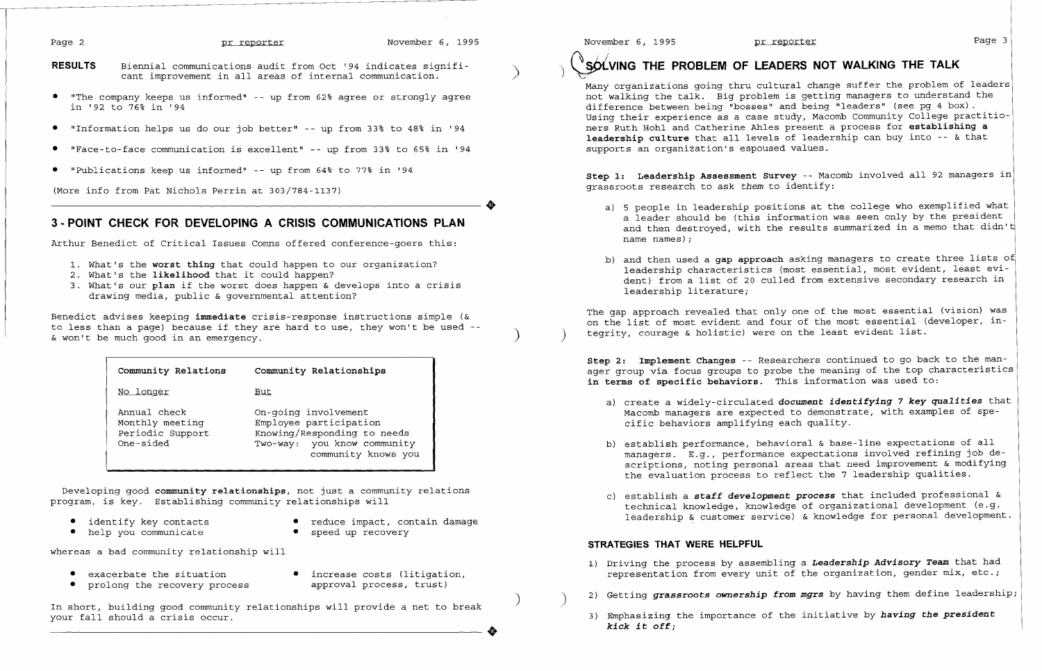**RESULTS** Biennial communications audit from Oct '94 indicates significant improvement in all areas of internal communication.

- "The company keeps us informed" -- up from 62% agree or strongly agree in '92 to 76% in '94
- "Information helps us do our job better" -- up from 33% to 48% in '94
- "Face-to-face communication is excellent" -- up from 33% to 65% in '94
- "Publications keep us informed" -- up from 64% to 77% in '94

(More info from Pat Nichols Perrin at 303/784-1137)

## 3-POINT CHECK FOR DEVELOPING A CRISIS COMMUNICATIONS PLAN

Arthur Benedict of Critical Issues Comns offered conference-goers this:

1. What's the **worst thing** that could happen to our organization?
2. What's the **likelihood** that it could happen?
3. What's our **plan** if the worst does happen & develops into a crisis drawing media, public & governmental attention?

Benedict advises keeping **immediate** crisis-response instructions simple (& to less than a page) because if they are hard to use, they won't be used -- & won't be much good in an emergency.

| Community Relations | Community Relationships |
|---|---|
| No longer | But |
| Annual check | On-going involvement |
| Monthly meeting | Employee participation |
| Periodic Support | Knowing/Responding to needs |
| One-sided | Two-way: you know community community knows you |

Developing good **community relationships**, not just a community relations program, is key. Establishing community relationships will

- identify key contacts
- help you communicate
- reduce impact, contain damage
- speed up recovery

whereas a bad community relationship will

- exacerbate the situation
- prolong the recovery process
- increase costs (litigation, approval process, trust)

In short, building good community relationships will provide a net to break your fall should a crisis occur.

## SOLVING THE PROBLEM OF LEADERS NOT WALKING THE TALK

Many organizations going thru cultural change suffer the problem of leaders not walking the talk. Big problem is getting managers to understand the difference between being "bosses" and being "leaders" (see pg 4 box). Using their experience as a case study, Macomb Community College practitioners Ruth Hohl and Catherine Ahles present a process for **establishing a leadership culture** that all levels of leadership can buy into -- & that supports an organization's espoused values.

**Step 1: Leadership Assessment Survey** -- Macomb involved all 92 managers in grassroots research to ask *them* to identify:

a) 5 people in leadership positions at the college who exemplified what a leader should be (this information was seen only by the president and then destroyed, with the results summarized in a memo that didn't name names);

b) and then used a **gap approach** asking managers to create three lists of leadership characteristics (most essential, most evident, least evident) from a list of 20 culled from extensive secondary research in leadership literature;

The gap approach revealed that only one of the most essential (vision) was on the list of most evident and four of the most essential (developer, integrity, courage & holistic) were on the least evident list.

**Step 2: Implement Changes** -- Researchers continued to go back to the manager group via focus groups to probe the meaning of the top characteristics **in terms of specific behaviors**. This information was used to:

a) create a widely-circulated ***document identifying 7 key qualities*** that Macomb managers are expected to demonstrate, with examples of specific behaviors amplifying each quality.

b) establish performance, behavioral & base-line expectations of all managers. E.g., performance expectations involved refining job descriptions, noting personal areas that need improvement & modifying the evaluation process to reflect the 7 leadership qualities.

c) establish a ***staff development process*** that included professional & technical knowledge, knowledge of organizational development (e.g. leadership & customer service) & knowledge for personal development.

### STRATEGIES THAT WERE HELPFUL

1) Driving the process by assembling a ***Leadership Advisory Team*** that had representation from every unit of the organization, gender mix, etc.;
2) Getting ***grassroots ownership from mgrs*** by having them define leadership;
3) Emphasizing the importance of the initiative by ***having the president kick it off***;